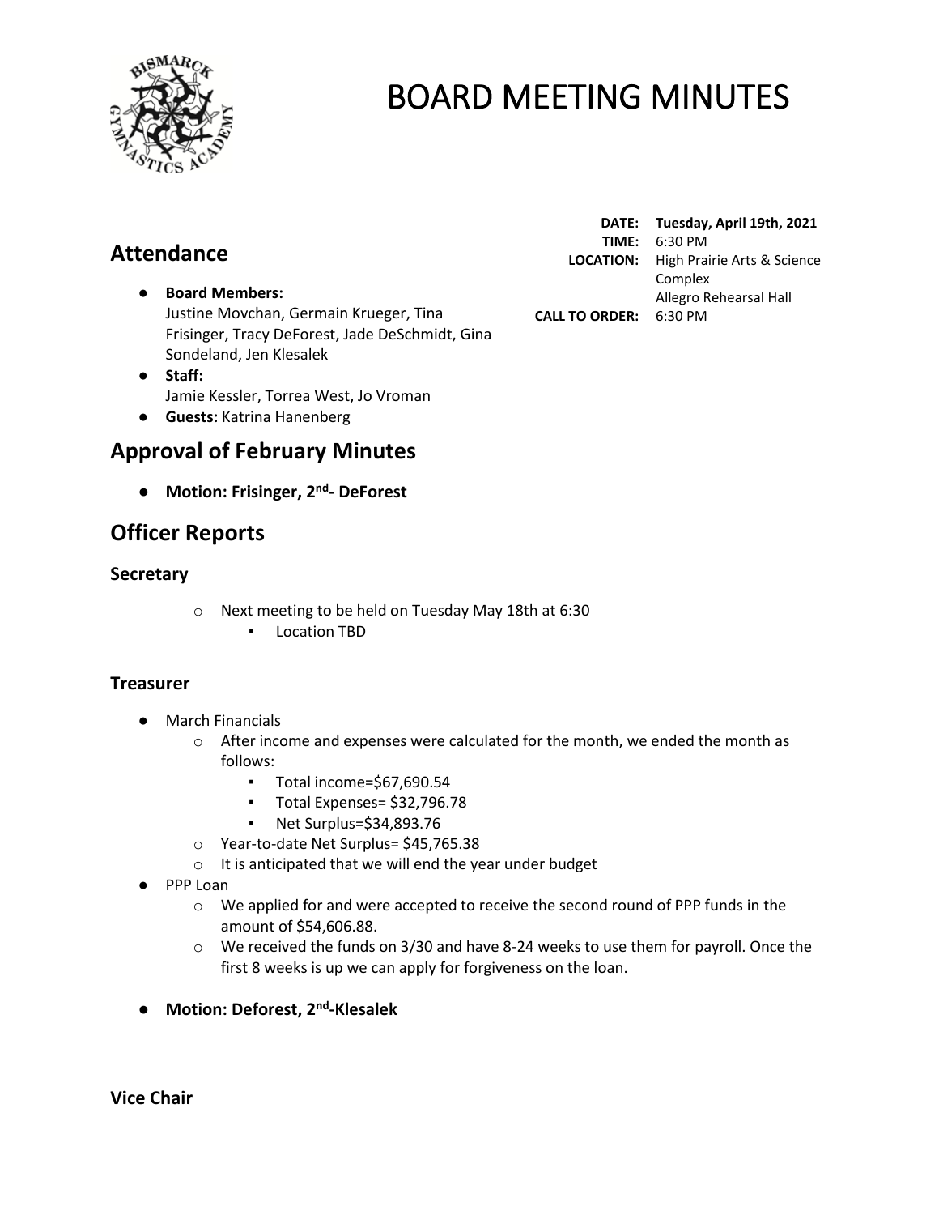# BOARD MEETING MINUTES

**DATE:** Tuesday, April 19th, 2021
**TIME:** 6:30 PM
**LOCATION:** High Prairie Arts & Science Complex Allegro Rehearsal Hall
**CALL TO ORDER:** 6:30 PM

## Attendance

- **Board Members:**
  Justine Movchan, Germain Krueger, Tina Frisinger, Tracy DeForest, Jade DeSchmidt, Gina Sondeland, Jen Klesalek
- **Staff:**
  Jamie Kessler, Torrea West, Jo Vroman
- **Guests:** Katrina Hanenberg

## Approval of February Minutes

- **Motion: Frisinger, 2nd- DeForest**

## Officer Reports

### Secretary

- Next meeting to be held on Tuesday May 18th at 6:30
  - Location TBD

### Treasurer

- March Financials
  - After income and expenses were calculated for the month, we ended the month as follows:
    - Total income=$67,690.54
    - Total Expenses= $32,796.78
    - Net Surplus=$34,893.76
  - Year-to-date Net Surplus= $45,765.38
  - It is anticipated that we will end the year under budget
- PPP Loan
  - We applied for and were accepted to receive the second round of PPP funds in the amount of $54,606.88.
  - We received the funds on 3/30 and have 8-24 weeks to use them for payroll. Once the first 8 weeks is up we can apply for forgiveness on the loan.
- **Motion: Deforest, 2nd-Klesalek**

### Vice Chair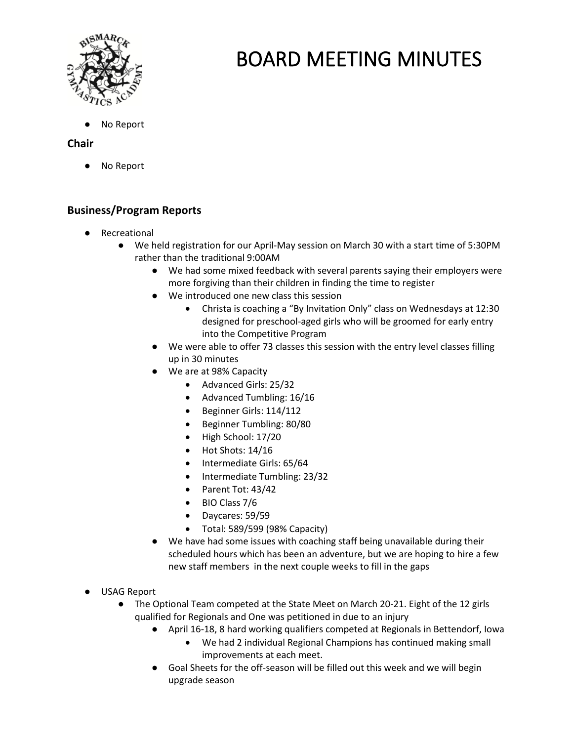- No Report

### Chair

- No Report

### Business/Program Reports

- Recreational
    - We held registration for our April-May session on March 30 with a start time of 5:30PM rather than the traditional 9:00AM
        - We had some mixed feedback with several parents saying their employers were more forgiving than their children in finding the time to register
        - We introduced one new class this session
            - Christa is coaching a "By Invitation Only" class on Wednesdays at 12:30 designed for preschool-aged girls who will be groomed for early entry into the Competitive Program
        - We were able to offer 73 classes this session with the entry level classes filling up in 30 minutes
        - We are at 98% Capacity
            - Advanced Girls: 25/32
            - Advanced Tumbling: 16/16
            - Beginner Girls: 114/112
            - Beginner Tumbling: 80/80
            - High School: 17/20
            - Hot Shots: 14/16
            - Intermediate Girls: 65/64
            - Intermediate Tumbling: 23/32
            - Parent Tot: 43/42
            - BIO Class 7/6
            - Daycares: 59/59
            - Total: 589/599 (98% Capacity)
        - We have had some issues with coaching staff being unavailable during their scheduled hours which has been an adventure, but we are hoping to hire a few new staff members in the next couple weeks to fill in the gaps

- USAG Report
    - The Optional Team competed at the State Meet on March 20-21. Eight of the 12 girls qualified for Regionals and One was petitioned in due to an injury
        - April 16-18, 8 hard working qualifiers competed at Regionals in Bettendorf, Iowa
            - We had 2 individual Regional Champions has continued making small improvements at each meet.
        - Goal Sheets for the off-season will be filled out this week and we will begin upgrade season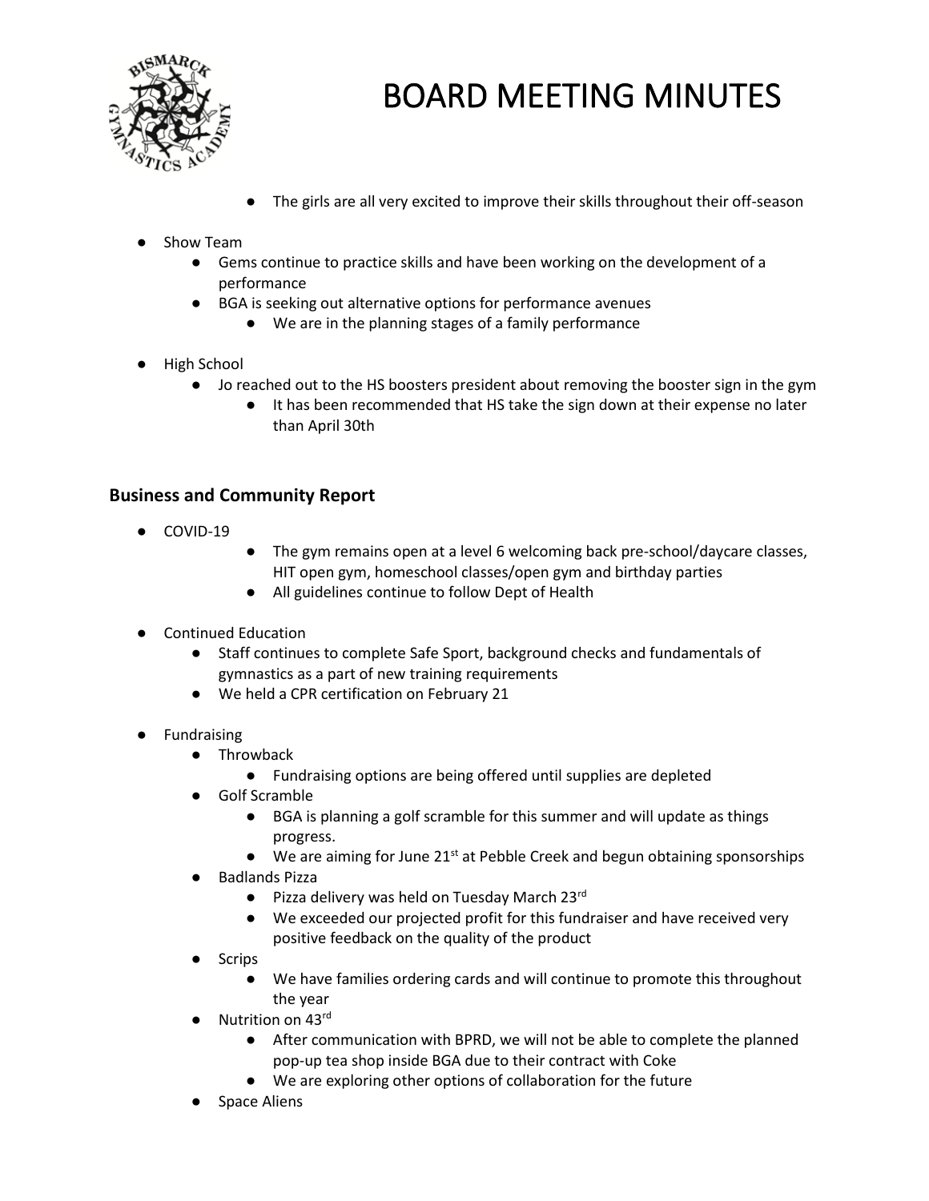- The girls are all very excited to improve their skills throughout their off-season

- Show Team
  - Gems continue to practice skills and have been working on the development of a performance
  - BGA is seeking out alternative options for performance avenues
    - We are in the planning stages of a family performance

- High School
  - Jo reached out to the HS boosters president about removing the booster sign in the gym
    - It has been recommended that HS take the sign down at their expense no later than April 30th

### Business and Community Report

- COVID-19
  - The gym remains open at a level 6 welcoming back pre-school/daycare classes, HIT open gym, homeschool classes/open gym and birthday parties
  - All guidelines continue to follow Dept of Health

- Continued Education
  - Staff continues to complete Safe Sport, background checks and fundamentals of gymnastics as a part of new training requirements
  - We held a CPR certification on February 21

- Fundraising
  - Throwback
    - Fundraising options are being offered until supplies are depleted
  - Golf Scramble
    - BGA is planning a golf scramble for this summer and will update as things progress.
    - We are aiming for June 21st at Pebble Creek and begun obtaining sponsorships
  - Badlands Pizza
    - Pizza delivery was held on Tuesday March 23rd
    - We exceeded our projected profit for this fundraiser and have received very positive feedback on the quality of the product
  - Scrips
    - We have families ordering cards and will continue to promote this throughout the year
  - Nutrition on 43rd
    - After communication with BPRD, we will not be able to complete the planned pop-up tea shop inside BGA due to their contract with Coke
    - We are exploring other options of collaboration for the future
  - Space Aliens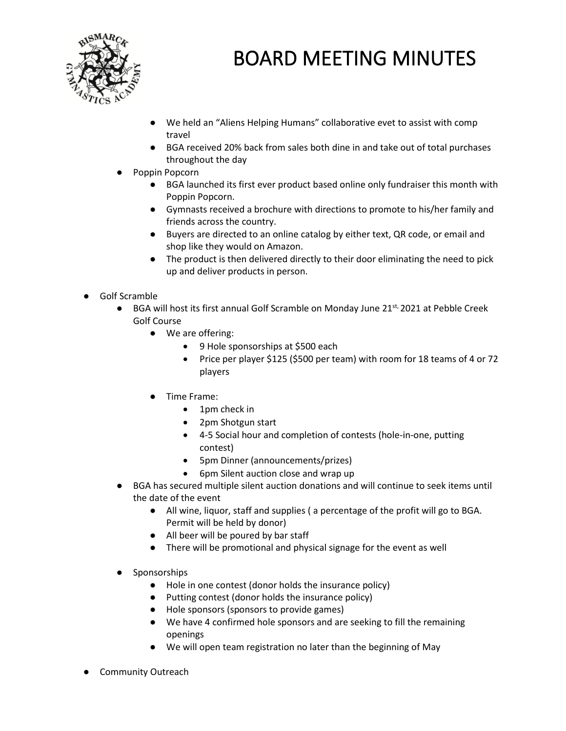# BOARD MEETING MINUTES

        - We held an "Aliens Helping Humans" collaborative evet to assist with comp travel
        - BGA received 20% back from sales both dine in and take out of total purchases throughout the day
    - Poppin Popcorn
        - BGA launched its first ever product based online only fundraiser this month with Poppin Popcorn.
        - Gymnasts received a brochure with directions to promote to his/her family and friends across the country.
        - Buyers are directed to an online catalog by either text, QR code, or email and shop like they would on Amazon.
        - The product is then delivered directly to their door eliminating the need to pick up and deliver products in person.

- Golf Scramble
    - BGA will host its first annual Golf Scramble on Monday June 21st, 2021 at Pebble Creek Golf Course
        - We are offering:
            - 9 Hole sponsorships at $500 each
            - Price per player $125 ($500 per team) with room for 18 teams of 4 or 72 players
        - Time Frame:
            - 1pm check in
            - 2pm Shotgun start
            - 4-5 Social hour and completion of contests (hole-in-one, putting contest)
            - 5pm Dinner (announcements/prizes)
            - 6pm Silent auction close and wrap up
    - BGA has secured multiple silent auction donations and will continue to seek items until the date of the event
        - All wine, liquor, staff and supplies ( a percentage of the profit will go to BGA. Permit will be held by donor)
        - All beer will be poured by bar staff
        - There will be promotional and physical signage for the event as well
    - Sponsorships
        - Hole in one contest (donor holds the insurance policy)
        - Putting contest (donor holds the insurance policy)
        - Hole sponsors (sponsors to provide games)
        - We have 4 confirmed hole sponsors and are seeking to fill the remaining openings
        - We will open team registration no later than the beginning of May

- Community Outreach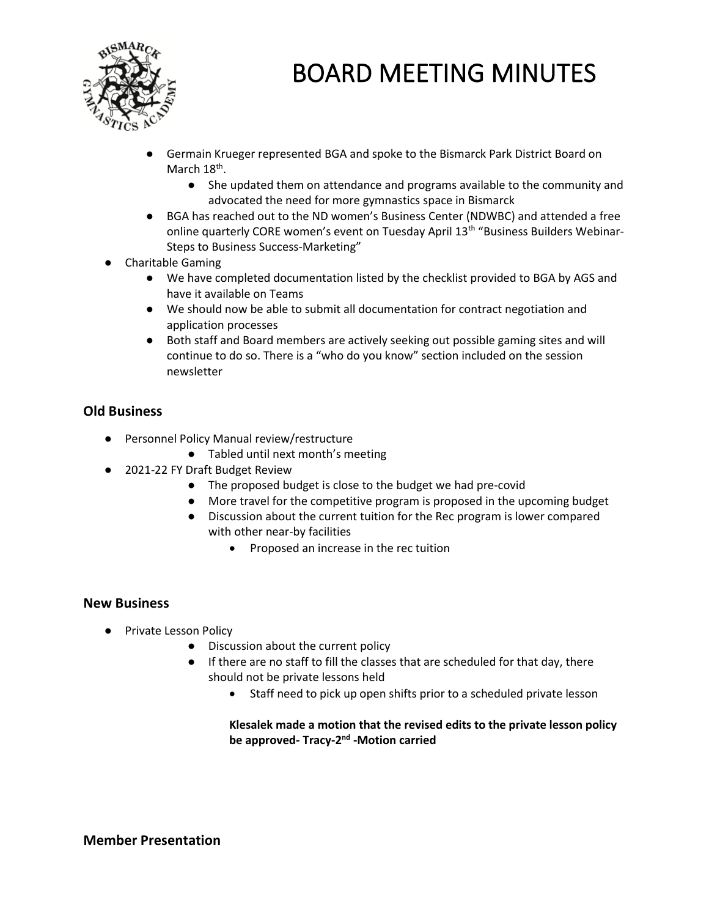# BOARD MEETING MINUTES

- Germain Krueger represented BGA and spoke to the Bismarck Park District Board on March 18th.
  - She updated them on attendance and programs available to the community and advocated the need for more gymnastics space in Bismarck
- BGA has reached out to the ND women's Business Center (NDWBC) and attended a free online quarterly CORE women's event on Tuesday April 13th "Business Builders Webinar-Steps to Business Success-Marketing"

- Charitable Gaming
  - We have completed documentation listed by the checklist provided to BGA by AGS and have it available on Teams
  - We should now be able to submit all documentation for contract negotiation and application processes
  - Both staff and Board members are actively seeking out possible gaming sites and will continue to do so. There is a "who do you know" section included on the session newsletter

## Old Business

- Personnel Policy Manual review/restructure
  - Tabled until next month's meeting
- 2021-22 FY Draft Budget Review
  - The proposed budget is close to the budget we had pre-covid
  - More travel for the competitive program is proposed in the upcoming budget
  - Discussion about the current tuition for the Rec program is lower compared with other near-by facilities
    - Proposed an increase in the rec tuition

## New Business

- Private Lesson Policy
  - Discussion about the current policy
  - If there are no staff to fill the classes that are scheduled for that day, there should not be private lessons held
    - Staff need to pick up open shifts prior to a scheduled private lesson

**Klesalek made a motion that the revised edits to the private lesson policy be approved- Tracy-2nd -Motion carried**

## Member Presentation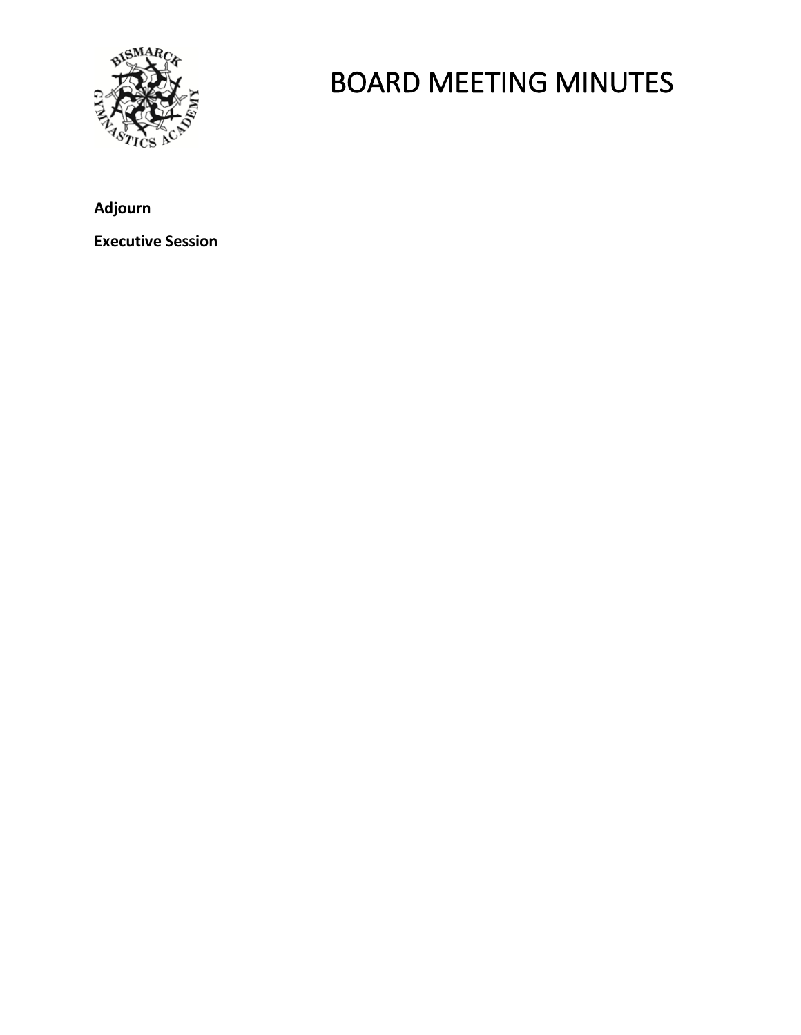# BOARD MEETING MINUTES

**Adjourn**

**Executive Session**